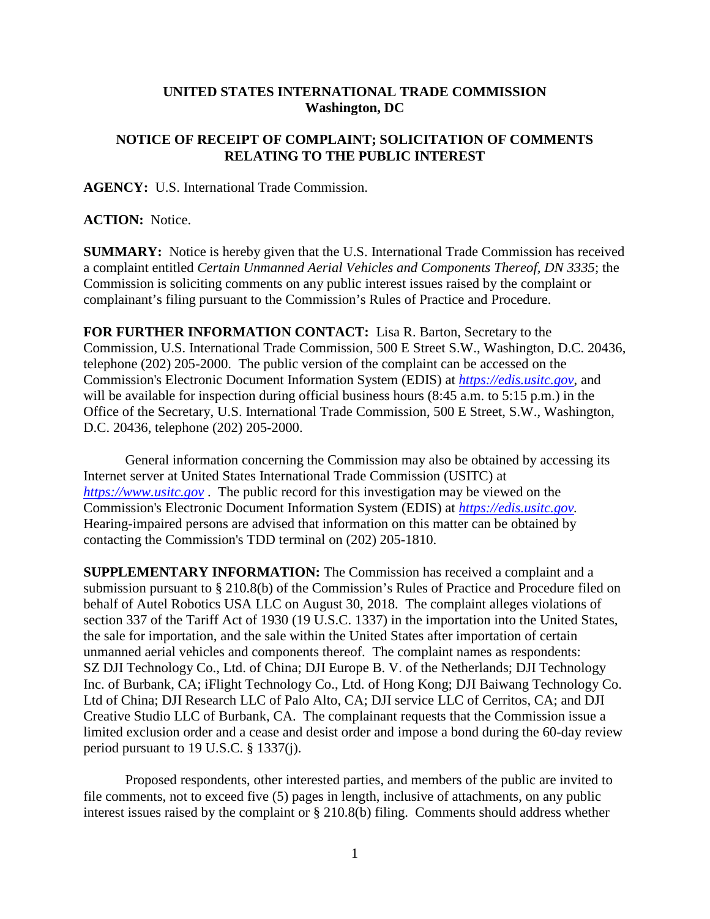**UNITED STATES INTERNATIONAL TRADE COMMISSION**
**Washington, DC**

**NOTICE OF RECEIPT OF COMPLAINT; SOLICITATION OF COMMENTS RELATING TO THE PUBLIC INTEREST**

**AGENCY:** U.S. International Trade Commission.

**ACTION:** Notice.

**SUMMARY:** Notice is hereby given that the U.S. International Trade Commission has received a complaint entitled *Certain Unmanned Aerial Vehicles and Components Thereof, DN 3335*; the Commission is soliciting comments on any public interest issues raised by the complaint or complainant's filing pursuant to the Commission's Rules of Practice and Procedure.

**FOR FURTHER INFORMATION CONTACT:** Lisa R. Barton, Secretary to the Commission, U.S. International Trade Commission, 500 E Street S.W., Washington, D.C. 20436, telephone (202) 205-2000. The public version of the complaint can be accessed on the Commission's Electronic Document Information System (EDIS) at *https://edis.usitc.gov*, and will be available for inspection during official business hours (8:45 a.m. to 5:15 p.m.) in the Office of the Secretary, U.S. International Trade Commission, 500 E Street, S.W., Washington, D.C. 20436, telephone (202) 205-2000.

General information concerning the Commission may also be obtained by accessing its Internet server at United States International Trade Commission (USITC) at *https://www.usitc.gov* . The public record for this investigation may be viewed on the Commission's Electronic Document Information System (EDIS) at *https://edis.usitc.gov.* Hearing-impaired persons are advised that information on this matter can be obtained by contacting the Commission's TDD terminal on (202) 205-1810.

**SUPPLEMENTARY INFORMATION:** The Commission has received a complaint and a submission pursuant to § 210.8(b) of the Commission's Rules of Practice and Procedure filed on behalf of Autel Robotics USA LLC on August 30, 2018. The complaint alleges violations of section 337 of the Tariff Act of 1930 (19 U.S.C. 1337) in the importation into the United States, the sale for importation, and the sale within the United States after importation of certain unmanned aerial vehicles and components thereof. The complaint names as respondents: SZ DJI Technology Co., Ltd. of China; DJI Europe B. V. of the Netherlands; DJI Technology Inc. of Burbank, CA; iFlight Technology Co., Ltd. of Hong Kong; DJI Baiwang Technology Co. Ltd of China; DJI Research LLC of Palo Alto, CA; DJI service LLC of Cerritos, CA; and DJI Creative Studio LLC of Burbank, CA. The complainant requests that the Commission issue a limited exclusion order and a cease and desist order and impose a bond during the 60-day review period pursuant to 19 U.S.C. § 1337(j).

Proposed respondents, other interested parties, and members of the public are invited to file comments, not to exceed five (5) pages in length, inclusive of attachments, on any public interest issues raised by the complaint or § 210.8(b) filing. Comments should address whether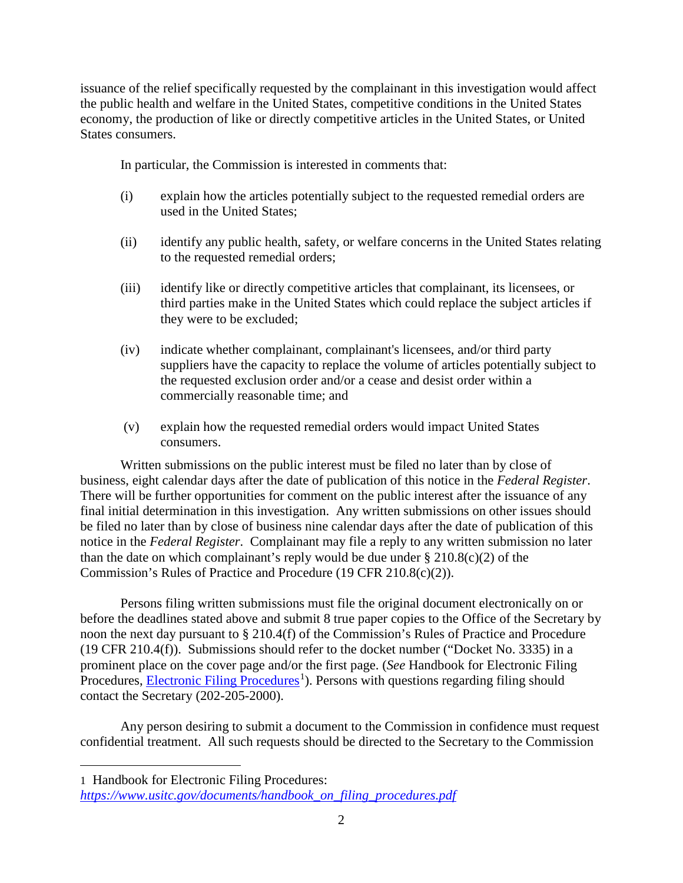issuance of the relief specifically requested by the complainant in this investigation would affect the public health and welfare in the United States, competitive conditions in the United States economy, the production of like or directly competitive articles in the United States, or United States consumers.

In particular, the Commission is interested in comments that:

(i) explain how the articles potentially subject to the requested remedial orders are used in the United States;

(ii) identify any public health, safety, or welfare concerns in the United States relating to the requested remedial orders;

(iii) identify like or directly competitive articles that complainant, its licensees, or third parties make in the United States which could replace the subject articles if they were to be excluded;

(iv) indicate whether complainant, complainant's licensees, and/or third party suppliers have the capacity to replace the volume of articles potentially subject to the requested exclusion order and/or a cease and desist order within a commercially reasonable time; and

(v) explain how the requested remedial orders would impact United States consumers.

Written submissions on the public interest must be filed no later than by close of business, eight calendar days after the date of publication of this notice in the *Federal Register*. There will be further opportunities for comment on the public interest after the issuance of any final initial determination in this investigation. Any written submissions on other issues should be filed no later than by close of business nine calendar days after the date of publication of this notice in the *Federal Register*. Complainant may file a reply to any written submission no later than the date on which complainant's reply would be due under § 210.8(c)(2) of the Commission's Rules of Practice and Procedure (19 CFR 210.8(c)(2)).

Persons filing written submissions must file the original document electronically on or before the deadlines stated above and submit 8 true paper copies to the Office of the Secretary by noon the next day pursuant to § 210.4(f) of the Commission's Rules of Practice and Procedure (19 CFR 210.4(f)). Submissions should refer to the docket number ("Docket No. 3335) in a prominent place on the cover page and/or the first page. (*See* Handbook for Electronic Filing Procedures, [Electronic Filing Procedures](https://www.usitc.gov/documents/handbook_on_filing_procedures.pdf)[1]). Persons with questions regarding filing should contact the Secretary (202-205-2000).

Any person desiring to submit a document to the Commission in confidence must request confidential treatment. All such requests should be directed to the Secretary to the Commission

---

1 Handbook for Electronic Filing Procedures: *https://www.usitc.gov/documents/handbook_on_filing_procedures.pdf*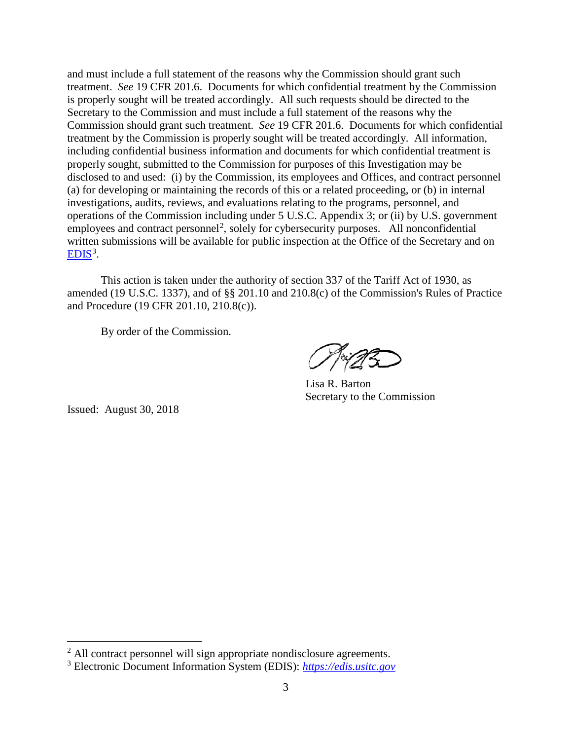and must include a full statement of the reasons why the Commission should grant such treatment. *See* 19 CFR 201.6. Documents for which confidential treatment by the Commission is properly sought will be treated accordingly. All such requests should be directed to the Secretary to the Commission and must include a full statement of the reasons why the Commission should grant such treatment. *See* 19 CFR 201.6. Documents for which confidential treatment by the Commission is properly sought will be treated accordingly. All information, including confidential business information and documents for which confidential treatment is properly sought, submitted to the Commission for purposes of this Investigation may be disclosed to and used: (i) by the Commission, its employees and Offices, and contract personnel (a) for developing or maintaining the records of this or a related proceeding, or (b) in internal investigations, audits, reviews, and evaluations relating to the programs, personnel, and operations of the Commission including under 5 U.S.C. Appendix 3; or (ii) by U.S. government employees and contract personnel[2], solely for cybersecurity purposes. All nonconfidential written submissions will be available for public inspection at the Office of the Secretary and on EDIS[3].

This action is taken under the authority of section 337 of the Tariff Act of 1930, as amended (19 U.S.C. 1337), and of §§ 201.10 and 210.8(c) of the Commission's Rules of Practice and Procedure (19 CFR 201.10, 210.8(c)).

By order of the Commission.

Lisa R. Barton
Secretary to the Commission

Issued: August 30, 2018

---

[2] All contract personnel will sign appropriate nondisclosure agreements.

[3] Electronic Document Information System (EDIS): *https://edis.usitc.gov*